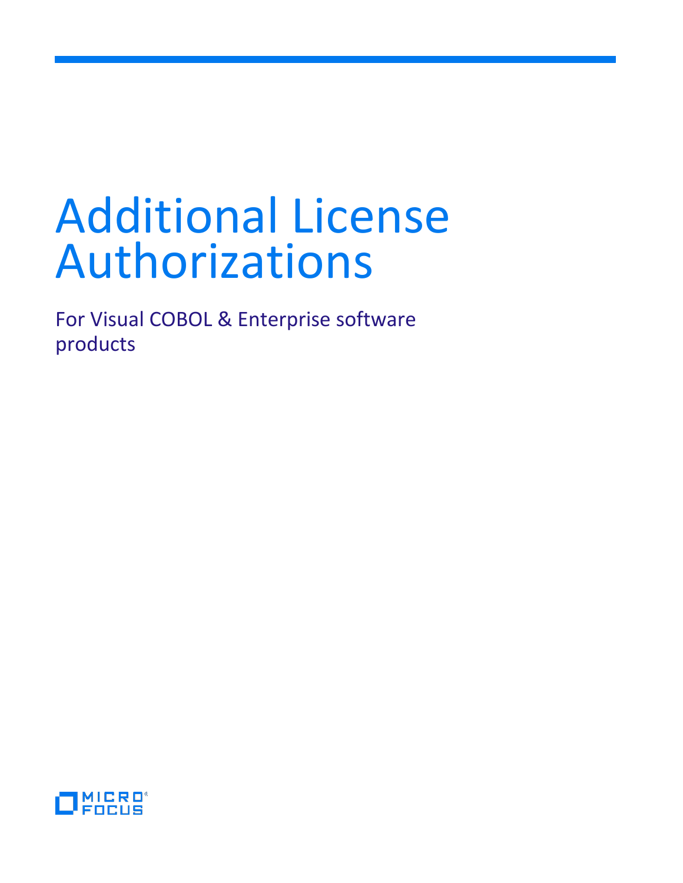# Additional License Authorizations

For Visual COBOL & Enterprise software products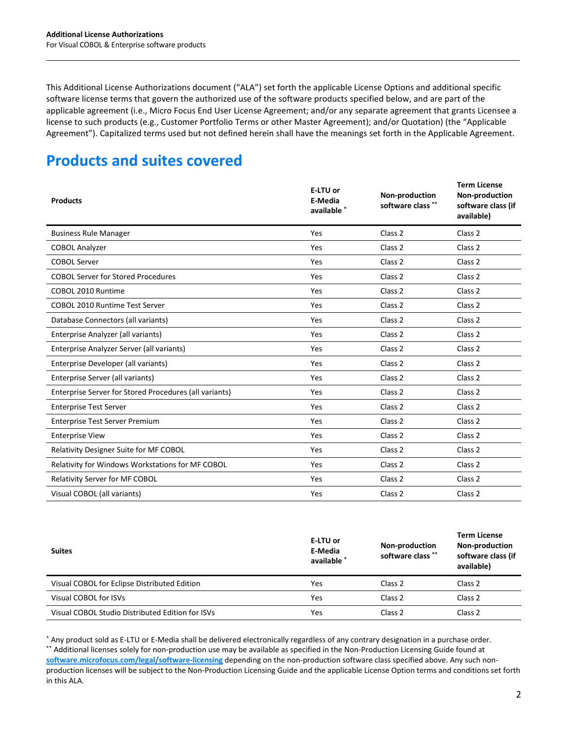This Additional License Authorizations document ("ALA") set forth the applicable License Options and additional specific software license terms that govern the authorized use of the software products specified below, and are part of the applicable agreement (i.e., Micro Focus End User License Agreement; and/or any separate agreement that grants Licensee a license to such products (e.g., Customer Portfolio Terms or other Master Agreement); and/or Quotation) (the "Applicable Agreement"). Capitalized terms used but not defined herein shall have the meanings set forth in the Applicable Agreement.

## Products and suites covered

| Products | E-LTU or E-Media available * | Non-production software class ** | Term License Non-production software class (if available) |
|---|---|---|---|
| Business Rule Manager | Yes | Class 2 | Class 2 |
| COBOL Analyzer | Yes | Class 2 | Class 2 |
| COBOL Server | Yes | Class 2 | Class 2 |
| COBOL Server for Stored Procedures | Yes | Class 2 | Class 2 |
| COBOL 2010 Runtime | Yes | Class 2 | Class 2 |
| COBOL 2010 Runtime Test Server | Yes | Class 2 | Class 2 |
| Database Connectors (all variants) | Yes | Class 2 | Class 2 |
| Enterprise Analyzer (all variants) | Yes | Class 2 | Class 2 |
| Enterprise Analyzer Server (all variants) | Yes | Class 2 | Class 2 |
| Enterprise Developer (all variants) | Yes | Class 2 | Class 2 |
| Enterprise Server (all variants) | Yes | Class 2 | Class 2 |
| Enterprise Server for Stored Procedures (all variants) | Yes | Class 2 | Class 2 |
| Enterprise Test Server | Yes | Class 2 | Class 2 |
| Enterprise Test Server Premium | Yes | Class 2 | Class 2 |
| Enterprise View | Yes | Class 2 | Class 2 |
| Relativity Designer Suite for MF COBOL | Yes | Class 2 | Class 2 |
| Relativity for Windows Workstations for MF COBOL | Yes | Class 2 | Class 2 |
| Relativity Server for MF COBOL | Yes | Class 2 | Class 2 |
| Visual COBOL (all variants) | Yes | Class 2 | Class 2 |

| Suites | E-LTU or E-Media available * | Non-production software class ** | Term License Non-production software class (if available) |
|---|---|---|---|
| Visual COBOL for Eclipse Distributed Edition | Yes | Class 2 | Class 2 |
| Visual COBOL for ISVs | Yes | Class 2 | Class 2 |
| Visual COBOL Studio Distributed Edition for ISVs | Yes | Class 2 | Class 2 |

* Any product sold as E-LTU or E-Media shall be delivered electronically regardless of any contrary designation in a purchase order.
** Additional licenses solely for non-production use may be available as specified in the Non-Production Licensing Guide found at **software.microfocus.com/legal/software-licensing** depending on the non-production software class specified above. Any such non-production licenses will be subject to the Non-Production Licensing Guide and the applicable License Option terms and conditions set forth in this ALA.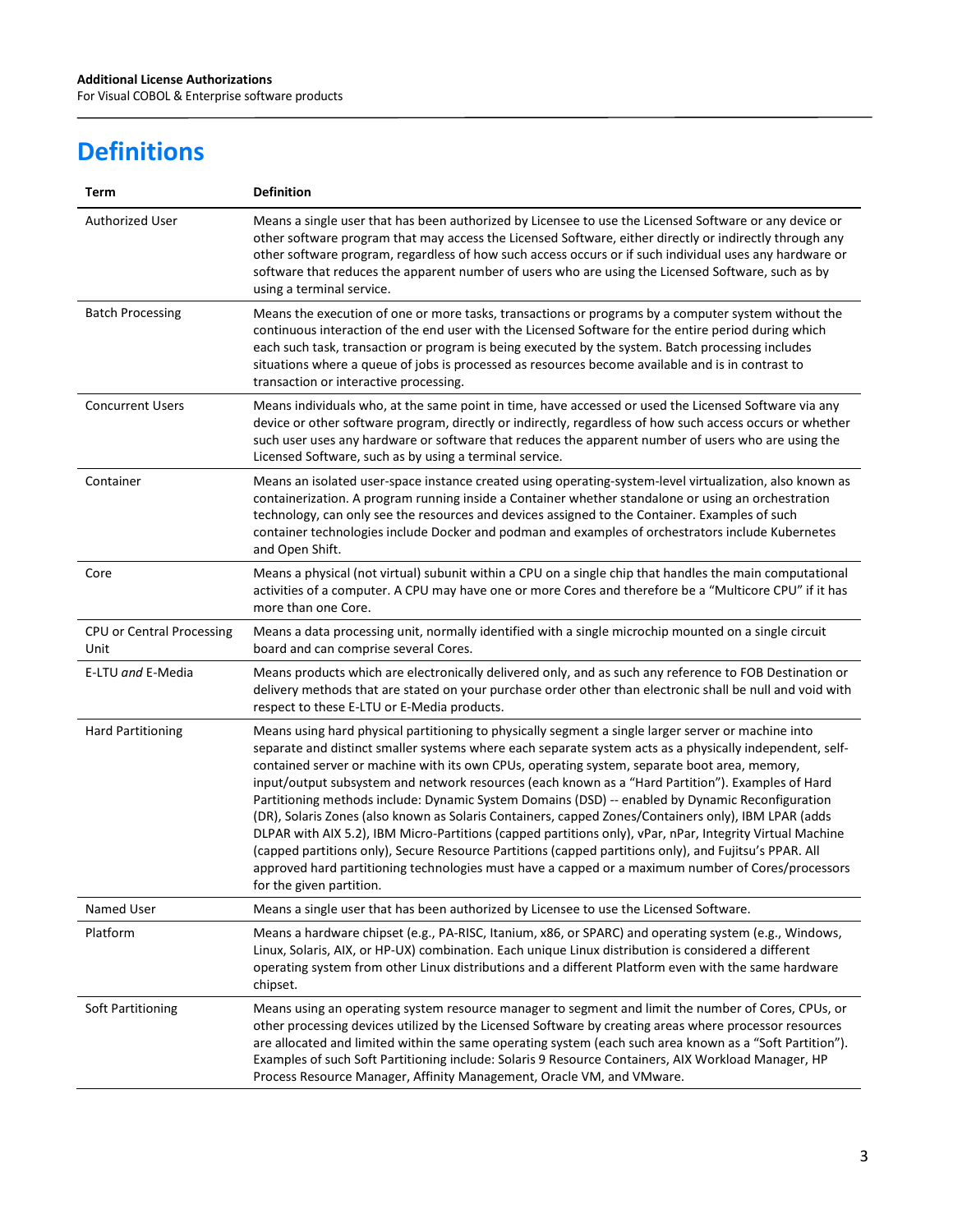# Definitions

| Term | Definition |
|---|---|
| Authorized User | Means a single user that has been authorized by Licensee to use the Licensed Software or any device or other software program that may access the Licensed Software, either directly or indirectly through any other software program, regardless of how such access occurs or if such individual uses any hardware or software that reduces the apparent number of users who are using the Licensed Software, such as by using a terminal service. |
| Batch Processing | Means the execution of one or more tasks, transactions or programs by a computer system without the continuous interaction of the end user with the Licensed Software for the entire period during which each such task, transaction or program is being executed by the system. Batch processing includes situations where a queue of jobs is processed as resources become available and is in contrast to transaction or interactive processing. |
| Concurrent Users | Means individuals who, at the same point in time, have accessed or used the Licensed Software via any device or other software program, directly or indirectly, regardless of how such access occurs or whether such user uses any hardware or software that reduces the apparent number of users who are using the Licensed Software, such as by using a terminal service. |
| Container | Means an isolated user-space instance created using operating-system-level virtualization, also known as containerization. A program running inside a Container whether standalone or using an orchestration technology, can only see the resources and devices assigned to the Container. Examples of such container technologies include Docker and podman and examples of orchestrators include Kubernetes and Open Shift. |
| Core | Means a physical (not virtual) subunit within a CPU on a single chip that handles the main computational activities of a computer. A CPU may have one or more Cores and therefore be a "Multicore CPU" if it has more than one Core. |
| CPU or Central Processing Unit | Means a data processing unit, normally identified with a single microchip mounted on a single circuit board and can comprise several Cores. |
| E-LTU *and* E-Media | Means products which are electronically delivered only, and as such any reference to FOB Destination or delivery methods that are stated on your purchase order other than electronic shall be null and void with respect to these E-LTU or E-Media products. |
| Hard Partitioning | Means using hard physical partitioning to physically segment a single larger server or machine into separate and distinct smaller systems where each separate system acts as a physically independent, self-contained server or machine with its own CPUs, operating system, separate boot area, memory, input/output subsystem and network resources (each known as a "Hard Partition"). Examples of Hard Partitioning methods include: Dynamic System Domains (DSD) -- enabled by Dynamic Reconfiguration (DR), Solaris Zones (also known as Solaris Containers, capped Zones/Containers only), IBM LPAR (adds DLPAR with AIX 5.2), IBM Micro-Partitions (capped partitions only), vPar, nPar, Integrity Virtual Machine (capped partitions only), Secure Resource Partitions (capped partitions only), and Fujitsu's PPAR. All approved hard partitioning technologies must have a capped or a maximum number of Cores/processors for the given partition. |
| Named User | Means a single user that has been authorized by Licensee to use the Licensed Software. |
| Platform | Means a hardware chipset (e.g., PA-RISC, Itanium, x86, or SPARC) and operating system (e.g., Windows, Linux, Solaris, AIX, or HP-UX) combination. Each unique Linux distribution is considered a different operating system from other Linux distributions and a different Platform even with the same hardware chipset. |
| Soft Partitioning | Means using an operating system resource manager to segment and limit the number of Cores, CPUs, or other processing devices utilized by the Licensed Software by creating areas where processor resources are allocated and limited within the same operating system (each such area known as a "Soft Partition"). Examples of such Soft Partitioning include: Solaris 9 Resource Containers, AIX Workload Manager, HP Process Resource Manager, Affinity Management, Oracle VM, and VMware. |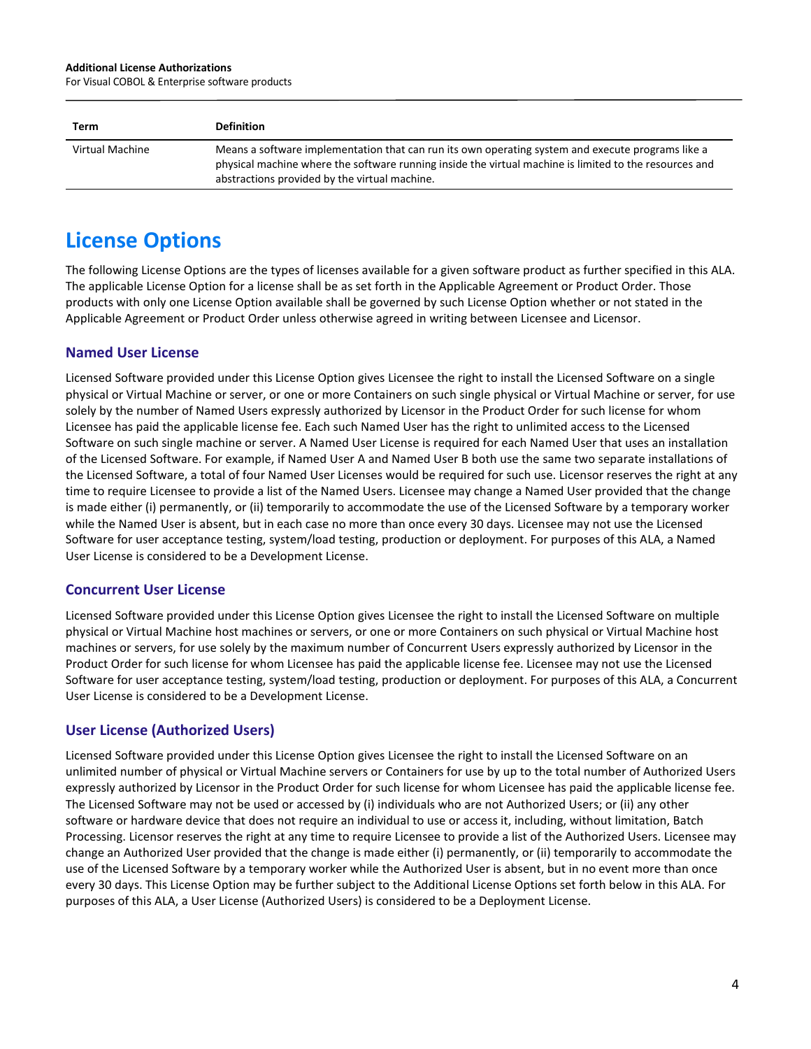| Term | Definition |
|---|---|
| Virtual Machine | Means a software implementation that can run its own operating system and execute programs like a physical machine where the software running inside the virtual machine is limited to the resources and abstractions provided by the virtual machine. |

# License Options

The following License Options are the types of licenses available for a given software product as further specified in this ALA. The applicable License Option for a license shall be as set forth in the Applicable Agreement or Product Order. Those products with only one License Option available shall be governed by such License Option whether or not stated in the Applicable Agreement or Product Order unless otherwise agreed in writing between Licensee and Licensor.

## Named User License

Licensed Software provided under this License Option gives Licensee the right to install the Licensed Software on a single physical or Virtual Machine or server, or one or more Containers on such single physical or Virtual Machine or server, for use solely by the number of Named Users expressly authorized by Licensor in the Product Order for such license for whom Licensee has paid the applicable license fee. Each such Named User has the right to unlimited access to the Licensed Software on such single machine or server. A Named User License is required for each Named User that uses an installation of the Licensed Software. For example, if Named User A and Named User B both use the same two separate installations of the Licensed Software, a total of four Named User Licenses would be required for such use. Licensor reserves the right at any time to require Licensee to provide a list of the Named Users. Licensee may change a Named User provided that the change is made either (i) permanently, or (ii) temporarily to accommodate the use of the Licensed Software by a temporary worker while the Named User is absent, but in each case no more than once every 30 days. Licensee may not use the Licensed Software for user acceptance testing, system/load testing, production or deployment. For purposes of this ALA, a Named User License is considered to be a Development License.

## Concurrent User License

Licensed Software provided under this License Option gives Licensee the right to install the Licensed Software on multiple physical or Virtual Machine host machines or servers, or one or more Containers on such physical or Virtual Machine host machines or servers, for use solely by the maximum number of Concurrent Users expressly authorized by Licensor in the Product Order for such license for whom Licensee has paid the applicable license fee. Licensee may not use the Licensed Software for user acceptance testing, system/load testing, production or deployment. For purposes of this ALA, a Concurrent User License is considered to be a Development License.

## User License (Authorized Users)

Licensed Software provided under this License Option gives Licensee the right to install the Licensed Software on an unlimited number of physical or Virtual Machine servers or Containers for use by up to the total number of Authorized Users expressly authorized by Licensor in the Product Order for such license for whom Licensee has paid the applicable license fee. The Licensed Software may not be used or accessed by (i) individuals who are not Authorized Users; or (ii) any other software or hardware device that does not require an individual to use or access it, including, without limitation, Batch Processing. Licensor reserves the right at any time to require Licensee to provide a list of the Authorized Users. Licensee may change an Authorized User provided that the change is made either (i) permanently, or (ii) temporarily to accommodate the use of the Licensed Software by a temporary worker while the Authorized User is absent, but in no event more than once every 30 days. This License Option may be further subject to the Additional License Options set forth below in this ALA. For purposes of this ALA, a User License (Authorized Users) is considered to be a Deployment License.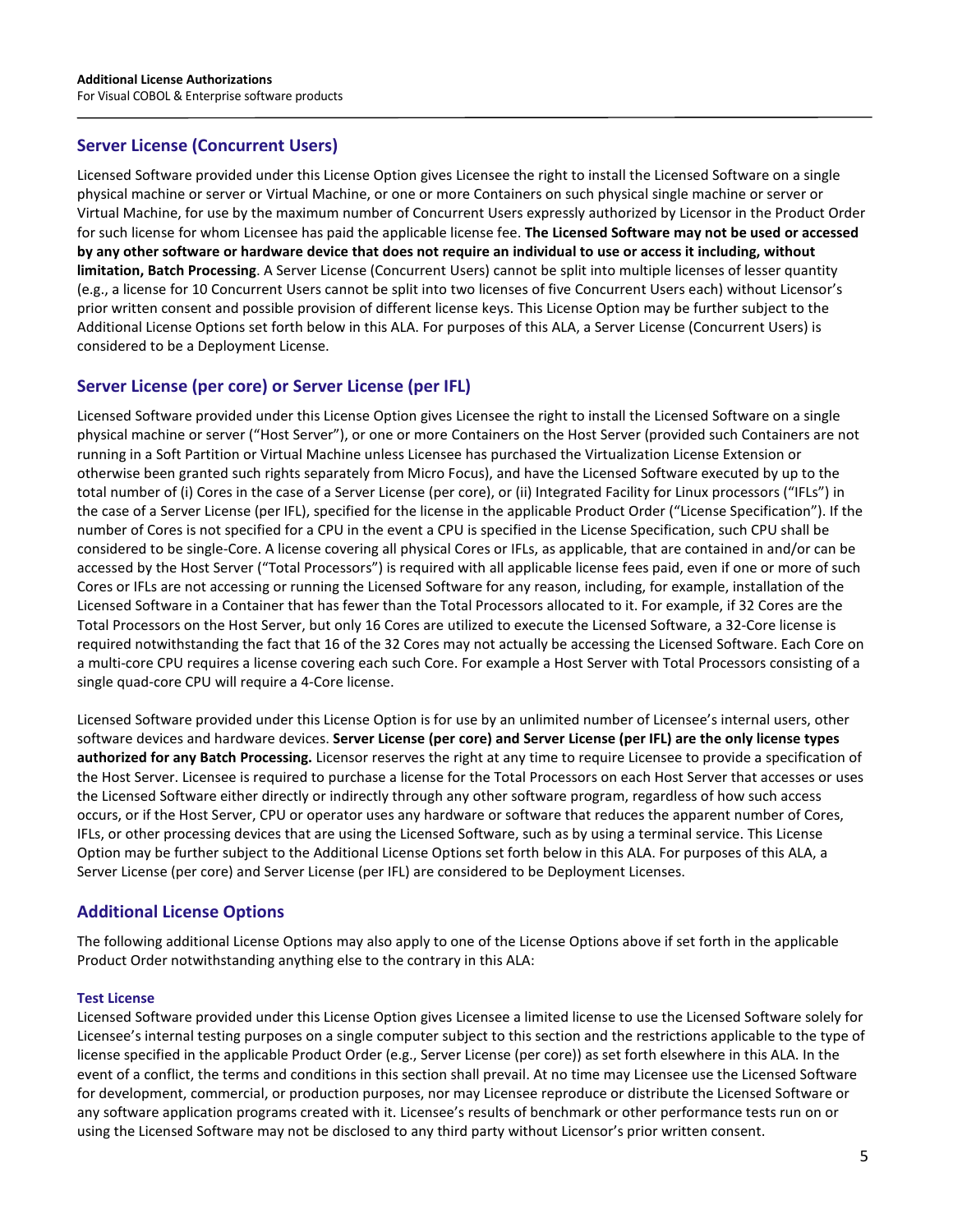## Server License (Concurrent Users)

Licensed Software provided under this License Option gives Licensee the right to install the Licensed Software on a single physical machine or server or Virtual Machine, or one or more Containers on such physical single machine or server or Virtual Machine, for use by the maximum number of Concurrent Users expressly authorized by Licensor in the Product Order for such license for whom Licensee has paid the applicable license fee. **The Licensed Software may not be used or accessed by any other software or hardware device that does not require an individual to use or access it including, without limitation, Batch Processing**. A Server License (Concurrent Users) cannot be split into multiple licenses of lesser quantity (e.g., a license for 10 Concurrent Users cannot be split into two licenses of five Concurrent Users each) without Licensor's prior written consent and possible provision of different license keys. This License Option may be further subject to the Additional License Options set forth below in this ALA. For purposes of this ALA, a Server License (Concurrent Users) is considered to be a Deployment License.

## Server License (per core) or Server License (per IFL)

Licensed Software provided under this License Option gives Licensee the right to install the Licensed Software on a single physical machine or server ("Host Server"), or one or more Containers on the Host Server (provided such Containers are not running in a Soft Partition or Virtual Machine unless Licensee has purchased the Virtualization License Extension or otherwise been granted such rights separately from Micro Focus), and have the Licensed Software executed by up to the total number of (i) Cores in the case of a Server License (per core), or (ii) Integrated Facility for Linux processors ("IFLs") in the case of a Server License (per IFL), specified for the license in the applicable Product Order ("License Specification"). If the number of Cores is not specified for a CPU in the event a CPU is specified in the License Specification, such CPU shall be considered to be single-Core. A license covering all physical Cores or IFLs, as applicable, that are contained in and/or can be accessed by the Host Server ("Total Processors") is required with all applicable license fees paid, even if one or more of such Cores or IFLs are not accessing or running the Licensed Software for any reason, including, for example, installation of the Licensed Software in a Container that has fewer than the Total Processors allocated to it. For example, if 32 Cores are the Total Processors on the Host Server, but only 16 Cores are utilized to execute the Licensed Software, a 32-Core license is required notwithstanding the fact that 16 of the 32 Cores may not actually be accessing the Licensed Software. Each Core on a multi-core CPU requires a license covering each such Core. For example a Host Server with Total Processors consisting of a single quad-core CPU will require a 4-Core license.

Licensed Software provided under this License Option is for use by an unlimited number of Licensee's internal users, other software devices and hardware devices. **Server License (per core) and Server License (per IFL) are the only license types authorized for any Batch Processing.** Licensor reserves the right at any time to require Licensee to provide a specification of the Host Server. Licensee is required to purchase a license for the Total Processors on each Host Server that accesses or uses the Licensed Software either directly or indirectly through any other software program, regardless of how such access occurs, or if the Host Server, CPU or operator uses any hardware or software that reduces the apparent number of Cores, IFLs, or other processing devices that are using the Licensed Software, such as by using a terminal service. This License Option may be further subject to the Additional License Options set forth below in this ALA. For purposes of this ALA, a Server License (per core) and Server License (per IFL) are considered to be Deployment Licenses.

## Additional License Options

The following additional License Options may also apply to one of the License Options above if set forth in the applicable Product Order notwithstanding anything else to the contrary in this ALA:

### Test License

Licensed Software provided under this License Option gives Licensee a limited license to use the Licensed Software solely for Licensee's internal testing purposes on a single computer subject to this section and the restrictions applicable to the type of license specified in the applicable Product Order (e.g., Server License (per core)) as set forth elsewhere in this ALA. In the event of a conflict, the terms and conditions in this section shall prevail. At no time may Licensee use the Licensed Software for development, commercial, or production purposes, nor may Licensee reproduce or distribute the Licensed Software or any software application programs created with it. Licensee's results of benchmark or other performance tests run on or using the Licensed Software may not be disclosed to any third party without Licensor's prior written consent.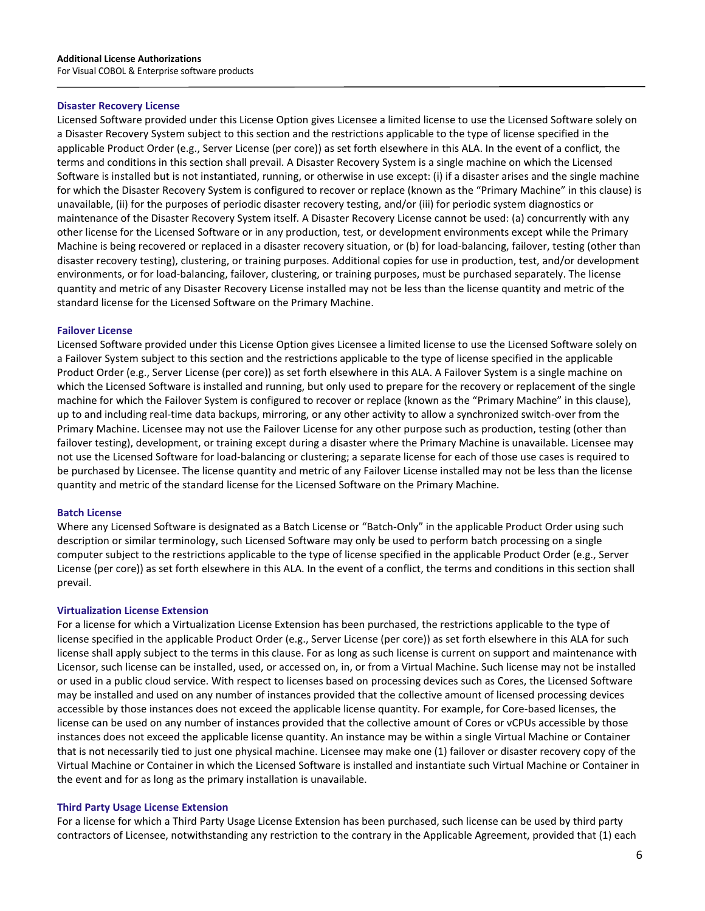### Disaster Recovery License

Licensed Software provided under this License Option gives Licensee a limited license to use the Licensed Software solely on a Disaster Recovery System subject to this section and the restrictions applicable to the type of license specified in the applicable Product Order (e.g., Server License (per core)) as set forth elsewhere in this ALA. In the event of a conflict, the terms and conditions in this section shall prevail. A Disaster Recovery System is a single machine on which the Licensed Software is installed but is not instantiated, running, or otherwise in use except: (i) if a disaster arises and the single machine for which the Disaster Recovery System is configured to recover or replace (known as the "Primary Machine" in this clause) is unavailable, (ii) for the purposes of periodic disaster recovery testing, and/or (iii) for periodic system diagnostics or maintenance of the Disaster Recovery System itself. A Disaster Recovery License cannot be used: (a) concurrently with any other license for the Licensed Software or in any production, test, or development environments except while the Primary Machine is being recovered or replaced in a disaster recovery situation, or (b) for load-balancing, failover, testing (other than disaster recovery testing), clustering, or training purposes. Additional copies for use in production, test, and/or development environments, or for load-balancing, failover, clustering, or training purposes, must be purchased separately. The license quantity and metric of any Disaster Recovery License installed may not be less than the license quantity and metric of the standard license for the Licensed Software on the Primary Machine.

### Failover License

Licensed Software provided under this License Option gives Licensee a limited license to use the Licensed Software solely on a Failover System subject to this section and the restrictions applicable to the type of license specified in the applicable Product Order (e.g., Server License (per core)) as set forth elsewhere in this ALA. A Failover System is a single machine on which the Licensed Software is installed and running, but only used to prepare for the recovery or replacement of the single machine for which the Failover System is configured to recover or replace (known as the "Primary Machine" in this clause), up to and including real-time data backups, mirroring, or any other activity to allow a synchronized switch-over from the Primary Machine. Licensee may not use the Failover License for any other purpose such as production, testing (other than failover testing), development, or training except during a disaster where the Primary Machine is unavailable. Licensee may not use the Licensed Software for load-balancing or clustering; a separate license for each of those use cases is required to be purchased by Licensee. The license quantity and metric of any Failover License installed may not be less than the license quantity and metric of the standard license for the Licensed Software on the Primary Machine.

### Batch License

Where any Licensed Software is designated as a Batch License or "Batch-Only" in the applicable Product Order using such description or similar terminology, such Licensed Software may only be used to perform batch processing on a single computer subject to the restrictions applicable to the type of license specified in the applicable Product Order (e.g., Server License (per core)) as set forth elsewhere in this ALA. In the event of a conflict, the terms and conditions in this section shall prevail.

### Virtualization License Extension

For a license for which a Virtualization License Extension has been purchased, the restrictions applicable to the type of license specified in the applicable Product Order (e.g., Server License (per core)) as set forth elsewhere in this ALA for such license shall apply subject to the terms in this clause. For as long as such license is current on support and maintenance with Licensor, such license can be installed, used, or accessed on, in, or from a Virtual Machine. Such license may not be installed or used in a public cloud service. With respect to licenses based on processing devices such as Cores, the Licensed Software may be installed and used on any number of instances provided that the collective amount of licensed processing devices accessible by those instances does not exceed the applicable license quantity. For example, for Core-based licenses, the license can be used on any number of instances provided that the collective amount of Cores or vCPUs accessible by those instances does not exceed the applicable license quantity. An instance may be within a single Virtual Machine or Container that is not necessarily tied to just one physical machine. Licensee may make one (1) failover or disaster recovery copy of the Virtual Machine or Container in which the Licensed Software is installed and instantiate such Virtual Machine or Container in the event and for as long as the primary installation is unavailable.

### Third Party Usage License Extension

For a license for which a Third Party Usage License Extension has been purchased, such license can be used by third party contractors of Licensee, notwithstanding any restriction to the contrary in the Applicable Agreement, provided that (1) each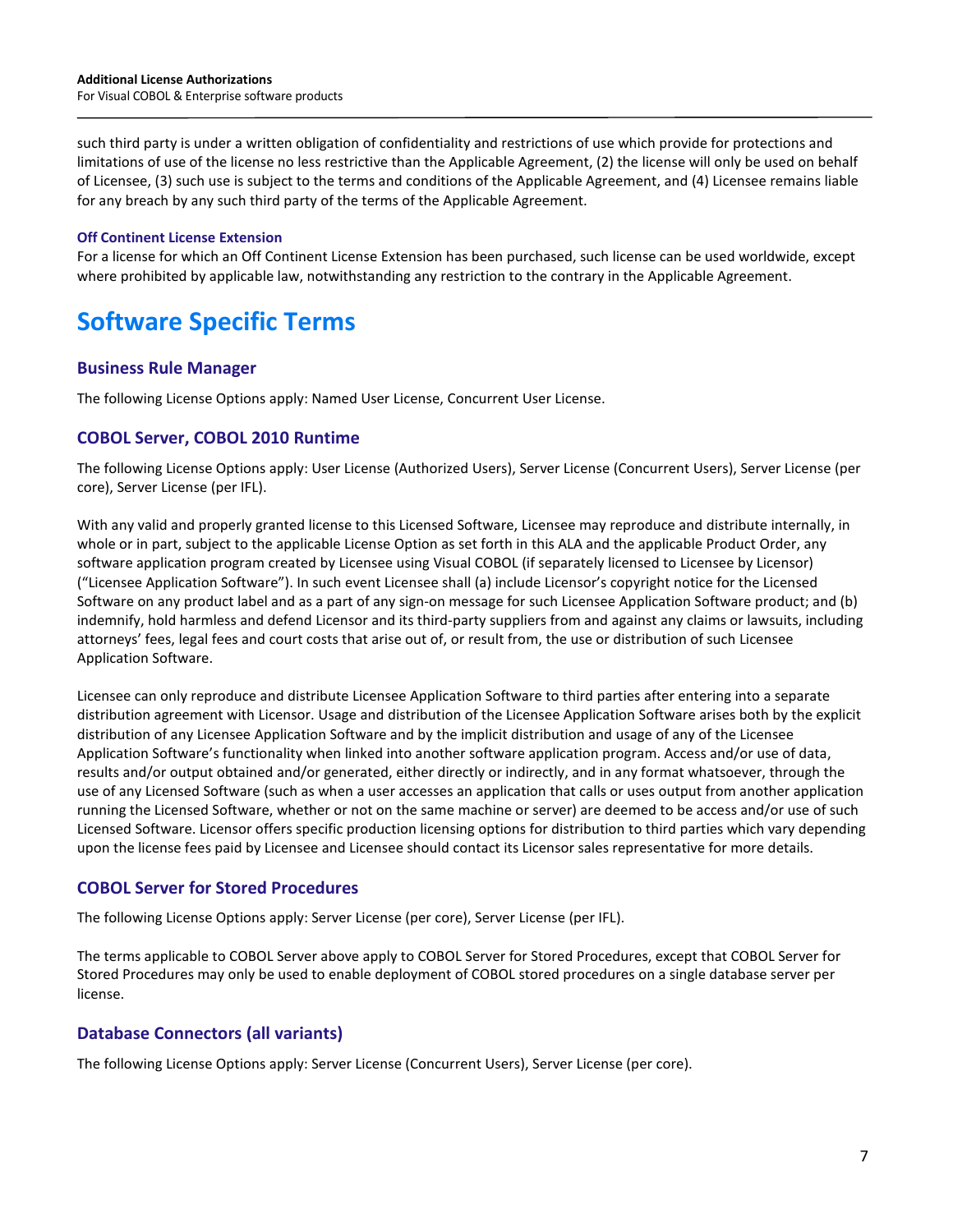such third party is under a written obligation of confidentiality and restrictions of use which provide for protections and limitations of use of the license no less restrictive than the Applicable Agreement, (2) the license will only be used on behalf of Licensee, (3) such use is subject to the terms and conditions of the Applicable Agreement, and (4) Licensee remains liable for any breach by any such third party of the terms of the Applicable Agreement.

#### Off Continent License Extension

For a license for which an Off Continent License Extension has been purchased, such license can be used worldwide, except where prohibited by applicable law, notwithstanding any restriction to the contrary in the Applicable Agreement.

# Software Specific Terms

## Business Rule Manager

The following License Options apply: Named User License, Concurrent User License.

## COBOL Server, COBOL 2010 Runtime

The following License Options apply: User License (Authorized Users), Server License (Concurrent Users), Server License (per core), Server License (per IFL).

With any valid and properly granted license to this Licensed Software, Licensee may reproduce and distribute internally, in whole or in part, subject to the applicable License Option as set forth in this ALA and the applicable Product Order, any software application program created by Licensee using Visual COBOL (if separately licensed to Licensee by Licensor) ("Licensee Application Software"). In such event Licensee shall (a) include Licensor's copyright notice for the Licensed Software on any product label and as a part of any sign-on message for such Licensee Application Software product; and (b) indemnify, hold harmless and defend Licensor and its third-party suppliers from and against any claims or lawsuits, including attorneys' fees, legal fees and court costs that arise out of, or result from, the use or distribution of such Licensee Application Software.

Licensee can only reproduce and distribute Licensee Application Software to third parties after entering into a separate distribution agreement with Licensor. Usage and distribution of the Licensee Application Software arises both by the explicit distribution of any Licensee Application Software and by the implicit distribution and usage of any of the Licensee Application Software's functionality when linked into another software application program. Access and/or use of data, results and/or output obtained and/or generated, either directly or indirectly, and in any format whatsoever, through the use of any Licensed Software (such as when a user accesses an application that calls or uses output from another application running the Licensed Software, whether or not on the same machine or server) are deemed to be access and/or use of such Licensed Software. Licensor offers specific production licensing options for distribution to third parties which vary depending upon the license fees paid by Licensee and Licensee should contact its Licensor sales representative for more details.

## COBOL Server for Stored Procedures

The following License Options apply: Server License (per core), Server License (per IFL).

The terms applicable to COBOL Server above apply to COBOL Server for Stored Procedures, except that COBOL Server for Stored Procedures may only be used to enable deployment of COBOL stored procedures on a single database server per license.

## Database Connectors (all variants)

The following License Options apply: Server License (Concurrent Users), Server License (per core).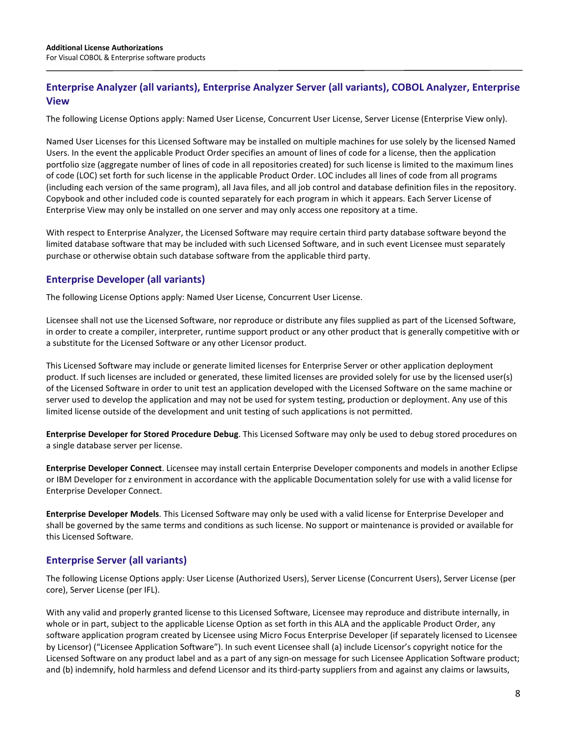## Enterprise Analyzer (all variants), Enterprise Analyzer Server (all variants), COBOL Analyzer, Enterprise View

The following License Options apply: Named User License, Concurrent User License, Server License (Enterprise View only).

Named User Licenses for this Licensed Software may be installed on multiple machines for use solely by the licensed Named Users. In the event the applicable Product Order specifies an amount of lines of code for a license, then the application portfolio size (aggregate number of lines of code in all repositories created) for such license is limited to the maximum lines of code (LOC) set forth for such license in the applicable Product Order. LOC includes all lines of code from all programs (including each version of the same program), all Java files, and all job control and database definition files in the repository. Copybook and other included code is counted separately for each program in which it appears. Each Server License of Enterprise View may only be installed on one server and may only access one repository at a time.

With respect to Enterprise Analyzer, the Licensed Software may require certain third party database software beyond the limited database software that may be included with such Licensed Software, and in such event Licensee must separately purchase or otherwise obtain such database software from the applicable third party.

## Enterprise Developer (all variants)

The following License Options apply: Named User License, Concurrent User License.

Licensee shall not use the Licensed Software, nor reproduce or distribute any files supplied as part of the Licensed Software, in order to create a compiler, interpreter, runtime support product or any other product that is generally competitive with or a substitute for the Licensed Software or any other Licensor product.

This Licensed Software may include or generate limited licenses for Enterprise Server or other application deployment product. If such licenses are included or generated, these limited licenses are provided solely for use by the licensed user(s) of the Licensed Software in order to unit test an application developed with the Licensed Software on the same machine or server used to develop the application and may not be used for system testing, production or deployment. Any use of this limited license outside of the development and unit testing of such applications is not permitted.

**Enterprise Developer for Stored Procedure Debug**. This Licensed Software may only be used to debug stored procedures on a single database server per license.

**Enterprise Developer Connect**. Licensee may install certain Enterprise Developer components and models in another Eclipse or IBM Developer for z environment in accordance with the applicable Documentation solely for use with a valid license for Enterprise Developer Connect.

**Enterprise Developer Models**. This Licensed Software may only be used with a valid license for Enterprise Developer and shall be governed by the same terms and conditions as such license. No support or maintenance is provided or available for this Licensed Software.

## Enterprise Server (all variants)

The following License Options apply: User License (Authorized Users), Server License (Concurrent Users), Server License (per core), Server License (per IFL).

With any valid and properly granted license to this Licensed Software, Licensee may reproduce and distribute internally, in whole or in part, subject to the applicable License Option as set forth in this ALA and the applicable Product Order, any software application program created by Licensee using Micro Focus Enterprise Developer (if separately licensed to Licensee by Licensor) ("Licensee Application Software"). In such event Licensee shall (a) include Licensor's copyright notice for the Licensed Software on any product label and as a part of any sign-on message for such Licensee Application Software product; and (b) indemnify, hold harmless and defend Licensor and its third-party suppliers from and against any claims or lawsuits,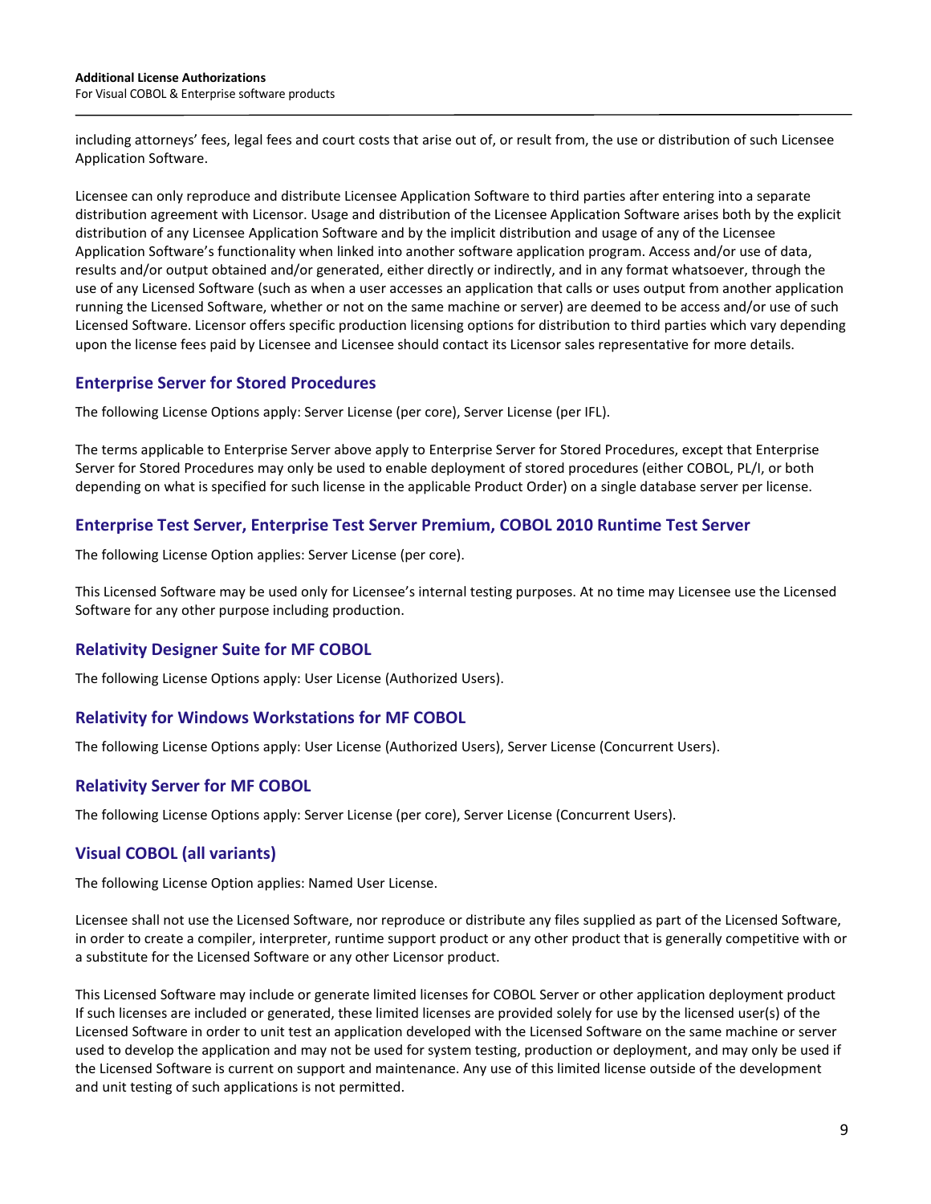including attorneys' fees, legal fees and court costs that arise out of, or result from, the use or distribution of such Licensee Application Software.

Licensee can only reproduce and distribute Licensee Application Software to third parties after entering into a separate distribution agreement with Licensor. Usage and distribution of the Licensee Application Software arises both by the explicit distribution of any Licensee Application Software and by the implicit distribution and usage of any of the Licensee Application Software's functionality when linked into another software application program. Access and/or use of data, results and/or output obtained and/or generated, either directly or indirectly, and in any format whatsoever, through the use of any Licensed Software (such as when a user accesses an application that calls or uses output from another application running the Licensed Software, whether or not on the same machine or server) are deemed to be access and/or use of such Licensed Software. Licensor offers specific production licensing options for distribution to third parties which vary depending upon the license fees paid by Licensee and Licensee should contact its Licensor sales representative for more details.

## Enterprise Server for Stored Procedures

The following License Options apply: Server License (per core), Server License (per IFL).

The terms applicable to Enterprise Server above apply to Enterprise Server for Stored Procedures, except that Enterprise Server for Stored Procedures may only be used to enable deployment of stored procedures (either COBOL, PL/I, or both depending on what is specified for such license in the applicable Product Order) on a single database server per license.

## Enterprise Test Server, Enterprise Test Server Premium, COBOL 2010 Runtime Test Server

The following License Option applies: Server License (per core).

This Licensed Software may be used only for Licensee's internal testing purposes. At no time may Licensee use the Licensed Software for any other purpose including production.

## Relativity Designer Suite for MF COBOL

The following License Options apply: User License (Authorized Users).

## Relativity for Windows Workstations for MF COBOL

The following License Options apply: User License (Authorized Users), Server License (Concurrent Users).

## Relativity Server for MF COBOL

The following License Options apply: Server License (per core), Server License (Concurrent Users).

## Visual COBOL (all variants)

The following License Option applies: Named User License.

Licensee shall not use the Licensed Software, nor reproduce or distribute any files supplied as part of the Licensed Software, in order to create a compiler, interpreter, runtime support product or any other product that is generally competitive with or a substitute for the Licensed Software or any other Licensor product.

This Licensed Software may include or generate limited licenses for COBOL Server or other application deployment product If such licenses are included or generated, these limited licenses are provided solely for use by the licensed user(s) of the Licensed Software in order to unit test an application developed with the Licensed Software on the same machine or server used to develop the application and may not be used for system testing, production or deployment, and may only be used if the Licensed Software is current on support and maintenance. Any use of this limited license outside of the development and unit testing of such applications is not permitted.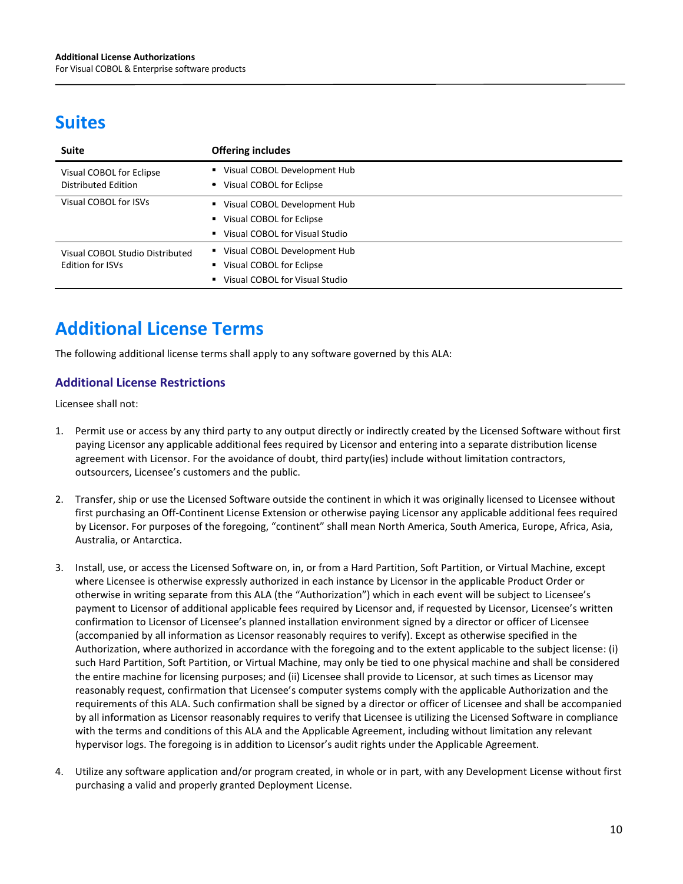# Suites

| Suite | Offering includes |
|---|---|
| Visual COBOL for Eclipse Distributed Edition | ▪ Visual COBOL Development Hub<br>▪ Visual COBOL for Eclipse |
| Visual COBOL for ISVs | ▪ Visual COBOL Development Hub<br>▪ Visual COBOL for Eclipse<br>▪ Visual COBOL for Visual Studio |
| Visual COBOL Studio Distributed Edition for ISVs | ▪ Visual COBOL Development Hub<br>▪ Visual COBOL for Eclipse<br>▪ Visual COBOL for Visual Studio |

# Additional License Terms

The following additional license terms shall apply to any software governed by this ALA:

## Additional License Restrictions

Licensee shall not:

1. Permit use or access by any third party to any output directly or indirectly created by the Licensed Software without first paying Licensor any applicable additional fees required by Licensor and entering into a separate distribution license agreement with Licensor. For the avoidance of doubt, third party(ies) include without limitation contractors, outsourcers, Licensee's customers and the public.

2. Transfer, ship or use the Licensed Software outside the continent in which it was originally licensed to Licensee without first purchasing an Off-Continent License Extension or otherwise paying Licensor any applicable additional fees required by Licensor. For purposes of the foregoing, "continent" shall mean North America, South America, Europe, Africa, Asia, Australia, or Antarctica.

3. Install, use, or access the Licensed Software on, in, or from a Hard Partition, Soft Partition, or Virtual Machine, except where Licensee is otherwise expressly authorized in each instance by Licensor in the applicable Product Order or otherwise in writing separate from this ALA (the "Authorization") which in each event will be subject to Licensee's payment to Licensor of additional applicable fees required by Licensor and, if requested by Licensor, Licensee's written confirmation to Licensor of Licensee's planned installation environment signed by a director or officer of Licensee (accompanied by all information as Licensor reasonably requires to verify). Except as otherwise specified in the Authorization, where authorized in accordance with the foregoing and to the extent applicable to the subject license: (i) such Hard Partition, Soft Partition, or Virtual Machine, may only be tied to one physical machine and shall be considered the entire machine for licensing purposes; and (ii) Licensee shall provide to Licensor, at such times as Licensor may reasonably request, confirmation that Licensee's computer systems comply with the applicable Authorization and the requirements of this ALA. Such confirmation shall be signed by a director or officer of Licensee and shall be accompanied by all information as Licensor reasonably requires to verify that Licensee is utilizing the Licensed Software in compliance with the terms and conditions of this ALA and the Applicable Agreement, including without limitation any relevant hypervisor logs. The foregoing is in addition to Licensor's audit rights under the Applicable Agreement.

4. Utilize any software application and/or program created, in whole or in part, with any Development License without first purchasing a valid and properly granted Deployment License.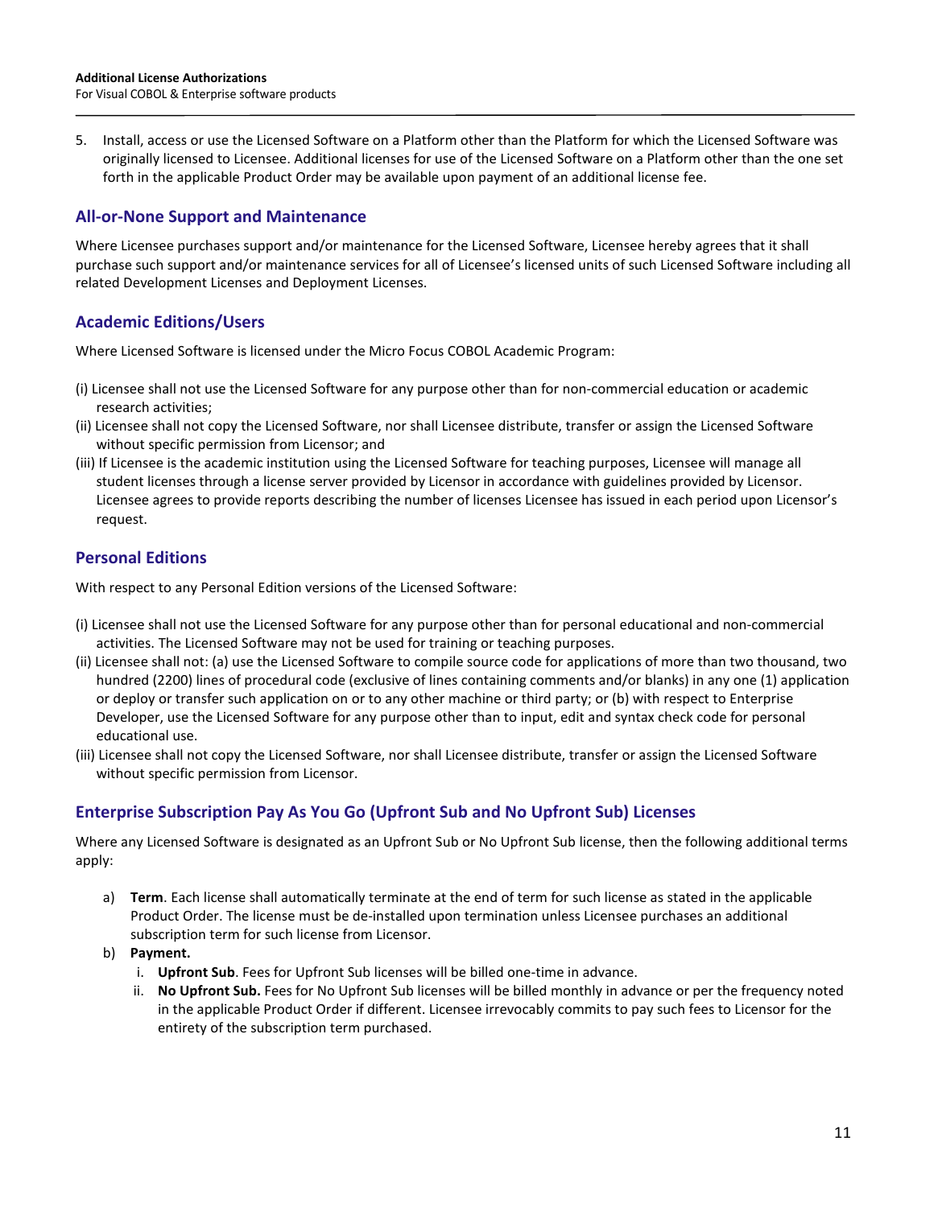5. Install, access or use the Licensed Software on a Platform other than the Platform for which the Licensed Software was originally licensed to Licensee. Additional licenses for use of the Licensed Software on a Platform other than the one set forth in the applicable Product Order may be available upon payment of an additional license fee.

## All-or-None Support and Maintenance

Where Licensee purchases support and/or maintenance for the Licensed Software, Licensee hereby agrees that it shall purchase such support and/or maintenance services for all of Licensee's licensed units of such Licensed Software including all related Development Licenses and Deployment Licenses.

## Academic Editions/Users

Where Licensed Software is licensed under the Micro Focus COBOL Academic Program:

(i) Licensee shall not use the Licensed Software for any purpose other than for non-commercial education or academic research activities;

(ii) Licensee shall not copy the Licensed Software, nor shall Licensee distribute, transfer or assign the Licensed Software without specific permission from Licensor; and

(iii) If Licensee is the academic institution using the Licensed Software for teaching purposes, Licensee will manage all student licenses through a license server provided by Licensor in accordance with guidelines provided by Licensor. Licensee agrees to provide reports describing the number of licenses Licensee has issued in each period upon Licensor's request.

## Personal Editions

With respect to any Personal Edition versions of the Licensed Software:

(i) Licensee shall not use the Licensed Software for any purpose other than for personal educational and non-commercial activities. The Licensed Software may not be used for training or teaching purposes.

(ii) Licensee shall not: (a) use the Licensed Software to compile source code for applications of more than two thousand, two hundred (2200) lines of procedural code (exclusive of lines containing comments and/or blanks) in any one (1) application or deploy or transfer such application on or to any other machine or third party; or (b) with respect to Enterprise Developer, use the Licensed Software for any purpose other than to input, edit and syntax check code for personal educational use.

(iii) Licensee shall not copy the Licensed Software, nor shall Licensee distribute, transfer or assign the Licensed Software without specific permission from Licensor.

## Enterprise Subscription Pay As You Go (Upfront Sub and No Upfront Sub) Licenses

Where any Licensed Software is designated as an Upfront Sub or No Upfront Sub license, then the following additional terms apply:

a) **Term**. Each license shall automatically terminate at the end of term for such license as stated in the applicable Product Order. The license must be de-installed upon termination unless Licensee purchases an additional subscription term for such license from Licensor.

b) **Payment.**

   i. **Upfront Sub**. Fees for Upfront Sub licenses will be billed one-time in advance.

   ii. **No Upfront Sub.** Fees for No Upfront Sub licenses will be billed monthly in advance or per the frequency noted in the applicable Product Order if different. Licensee irrevocably commits to pay such fees to Licensor for the entirety of the subscription term purchased.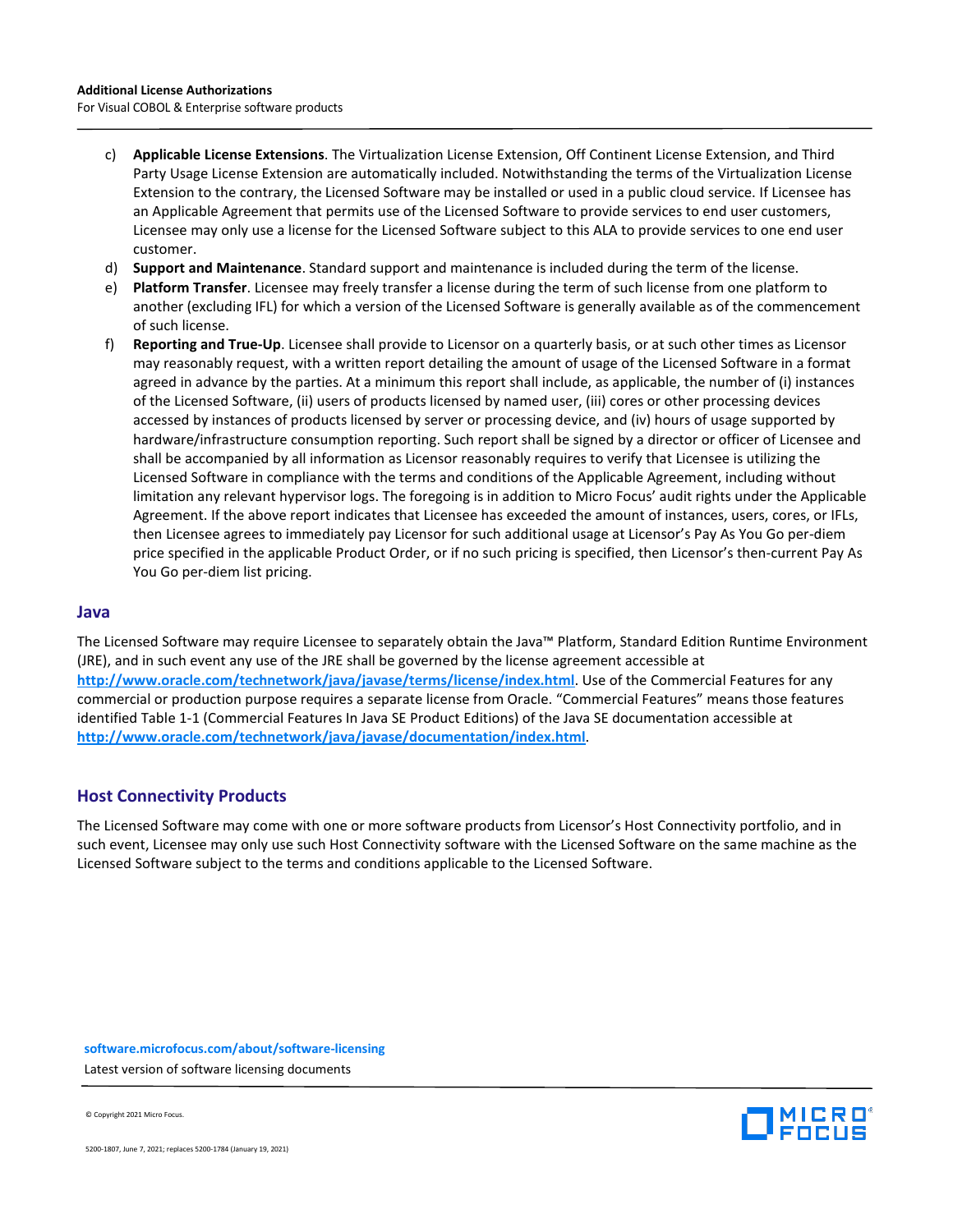c) **Applicable License Extensions**. The Virtualization License Extension, Off Continent License Extension, and Third Party Usage License Extension are automatically included. Notwithstanding the terms of the Virtualization License Extension to the contrary, the Licensed Software may be installed or used in a public cloud service. If Licensee has an Applicable Agreement that permits use of the Licensed Software to provide services to end user customers, Licensee may only use a license for the Licensed Software subject to this ALA to provide services to one end user customer.

d) **Support and Maintenance**. Standard support and maintenance is included during the term of the license.

e) **Platform Transfer**. Licensee may freely transfer a license during the term of such license from one platform to another (excluding IFL) for which a version of the Licensed Software is generally available as of the commencement of such license.

f) **Reporting and True-Up**. Licensee shall provide to Licensor on a quarterly basis, or at such other times as Licensor may reasonably request, with a written report detailing the amount of usage of the Licensed Software in a format agreed in advance by the parties. At a minimum this report shall include, as applicable, the number of (i) instances of the Licensed Software, (ii) users of products licensed by named user, (iii) cores or other processing devices accessed by instances of products licensed by server or processing device, and (iv) hours of usage supported by hardware/infrastructure consumption reporting. Such report shall be signed by a director or officer of Licensee and shall be accompanied by all information as Licensor reasonably requires to verify that Licensee is utilizing the Licensed Software in compliance with the terms and conditions of the Applicable Agreement, including without limitation any relevant hypervisor logs. The foregoing is in addition to Micro Focus' audit rights under the Applicable Agreement. If the above report indicates that Licensee has exceeded the amount of instances, users, cores, or IFLs, then Licensee agrees to immediately pay Licensor for such additional usage at Licensor's Pay As You Go per-diem price specified in the applicable Product Order, or if no such pricing is specified, then Licensor's then-current Pay As You Go per-diem list pricing.

## Java

The Licensed Software may require Licensee to separately obtain the Java™ Platform, Standard Edition Runtime Environment (JRE), and in such event any use of the JRE shall be governed by the license agreement accessible at **http://www.oracle.com/technetwork/java/javase/terms/license/index.html**. Use of the Commercial Features for any commercial or production purpose requires a separate license from Oracle. "Commercial Features" means those features identified Table 1-1 (Commercial Features In Java SE Product Editions) of the Java SE documentation accessible at **http://www.oracle.com/technetwork/java/javase/documentation/index.html**.

## Host Connectivity Products

The Licensed Software may come with one or more software products from Licensor's Host Connectivity portfolio, and in such event, Licensee may only use such Host Connectivity software with the Licensed Software on the same machine as the Licensed Software subject to the terms and conditions applicable to the Licensed Software.

**software.microfocus.com/about/software-licensing**

Latest version of software licensing documents

© Copyright 2021 Micro Focus.

5200-1807, June 7, 2021; replaces 5200-1784 (January 19, 2021)